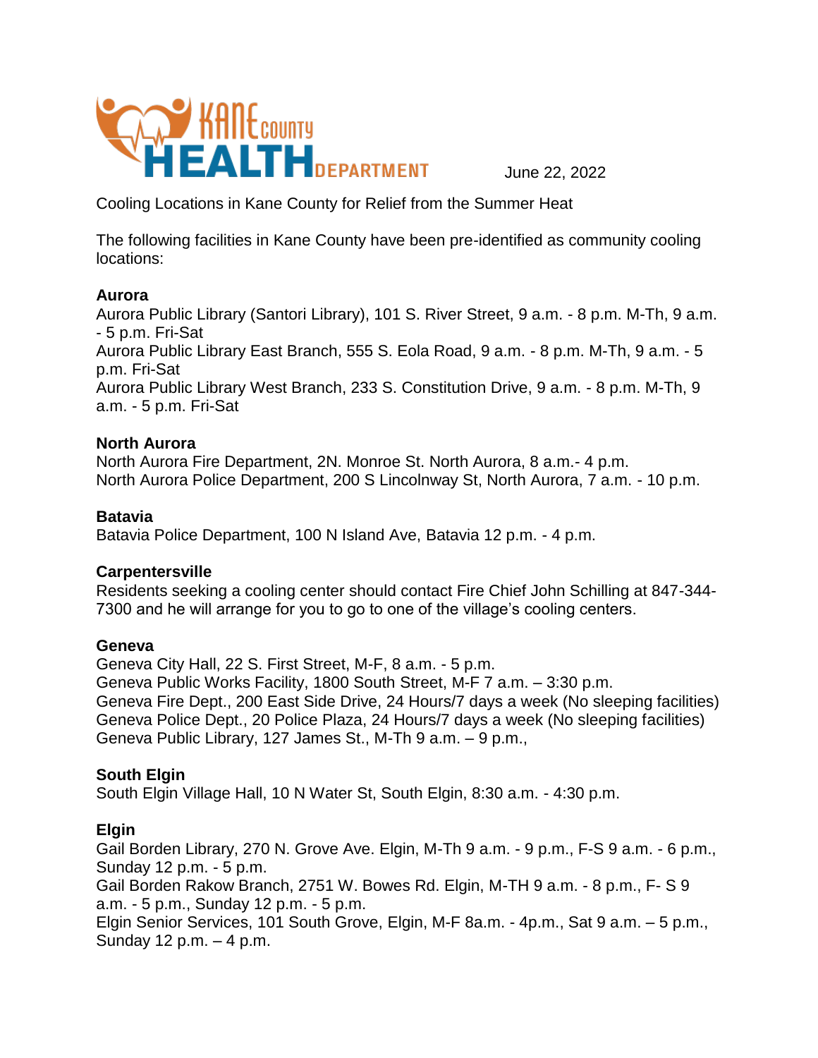Kane County Health Department

June 22, 2022

Cooling Locations in Kane County for Relief from the Summer Heat

The following facilities in Kane County have been pre-identified as community cooling locations:

**Aurora**

Aurora Public Library (Santori Library), 101 S. River Street, 9 a.m. - 8 p.m. M-Th, 9 a.m. - 5 p.m. Fri-Sat
Aurora Public Library East Branch, 555 S. Eola Road, 9 a.m. - 8 p.m. M-Th, 9 a.m. - 5 p.m. Fri-Sat
Aurora Public Library West Branch, 233 S. Constitution Drive, 9 a.m. - 8 p.m. M-Th, 9 a.m. - 5 p.m. Fri-Sat

**North Aurora**

North Aurora Fire Department, 2N. Monroe St. North Aurora, 8 a.m.- 4 p.m.
North Aurora Police Department, 200 S Lincolnway St, North Aurora, 7 a.m. - 10 p.m.

**Batavia**

Batavia Police Department, 100 N Island Ave, Batavia 12 p.m. - 4 p.m.

**Carpentersville**

Residents seeking a cooling center should contact Fire Chief John Schilling at 847-344-7300 and he will arrange for you to go to one of the village's cooling centers.

**Geneva**

Geneva City Hall, 22 S. First Street, M-F, 8 a.m. - 5 p.m.
Geneva Public Works Facility, 1800 South Street, M-F 7 a.m. – 3:30 p.m.
Geneva Fire Dept., 200 East Side Drive, 24 Hours/7 days a week (No sleeping facilities)
Geneva Police Dept., 20 Police Plaza, 24 Hours/7 days a week (No sleeping facilities)
Geneva Public Library, 127 James St., M-Th 9 a.m. – 9 p.m.,

**South Elgin**

South Elgin Village Hall, 10 N Water St, South Elgin, 8:30 a.m. - 4:30 p.m.

**Elgin**

Gail Borden Library, 270 N. Grove Ave. Elgin, M-Th 9 a.m. - 9 p.m., F-S 9 a.m. - 6 p.m., Sunday 12 p.m. - 5 p.m.
Gail Borden Rakow Branch, 2751 W. Bowes Rd. Elgin, M-TH 9 a.m. - 8 p.m., F- S 9 a.m. - 5 p.m., Sunday 12 p.m. - 5 p.m.
Elgin Senior Services, 101 South Grove, Elgin, M-F 8a.m. - 4p.m., Sat 9 a.m. – 5 p.m., Sunday 12 p.m. – 4 p.m.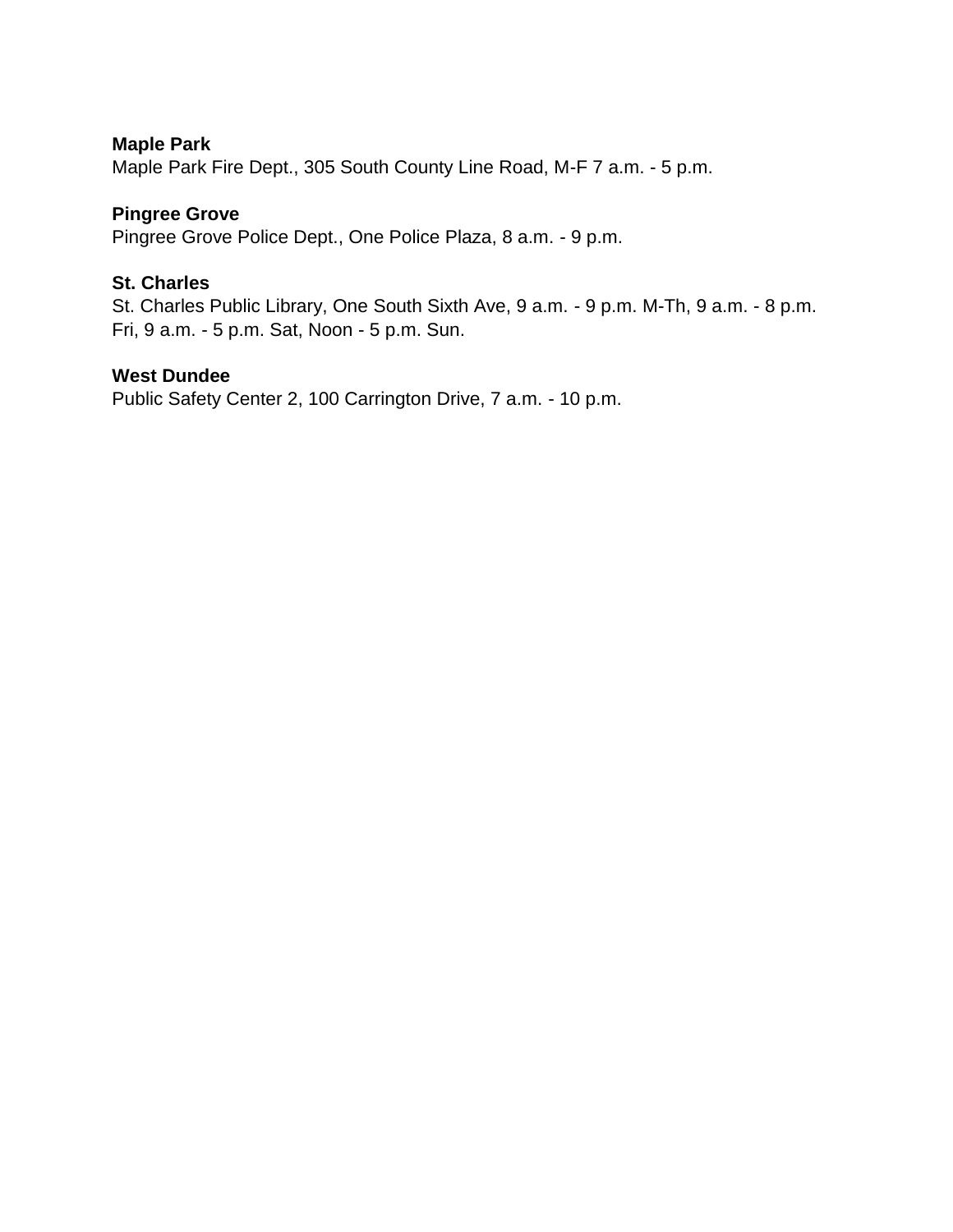**Maple Park**
Maple Park Fire Dept., 305 South County Line Road, M-F 7 a.m. - 5 p.m.

**Pingree Grove**
Pingree Grove Police Dept., One Police Plaza, 8 a.m. - 9 p.m.

**St. Charles**
St. Charles Public Library, One South Sixth Ave, 9 a.m. - 9 p.m. M-Th, 9 a.m. - 8 p.m. Fri, 9 a.m. - 5 p.m. Sat, Noon - 5 p.m. Sun.

**West Dundee**
Public Safety Center 2, 100 Carrington Drive, 7 a.m. - 10 p.m.